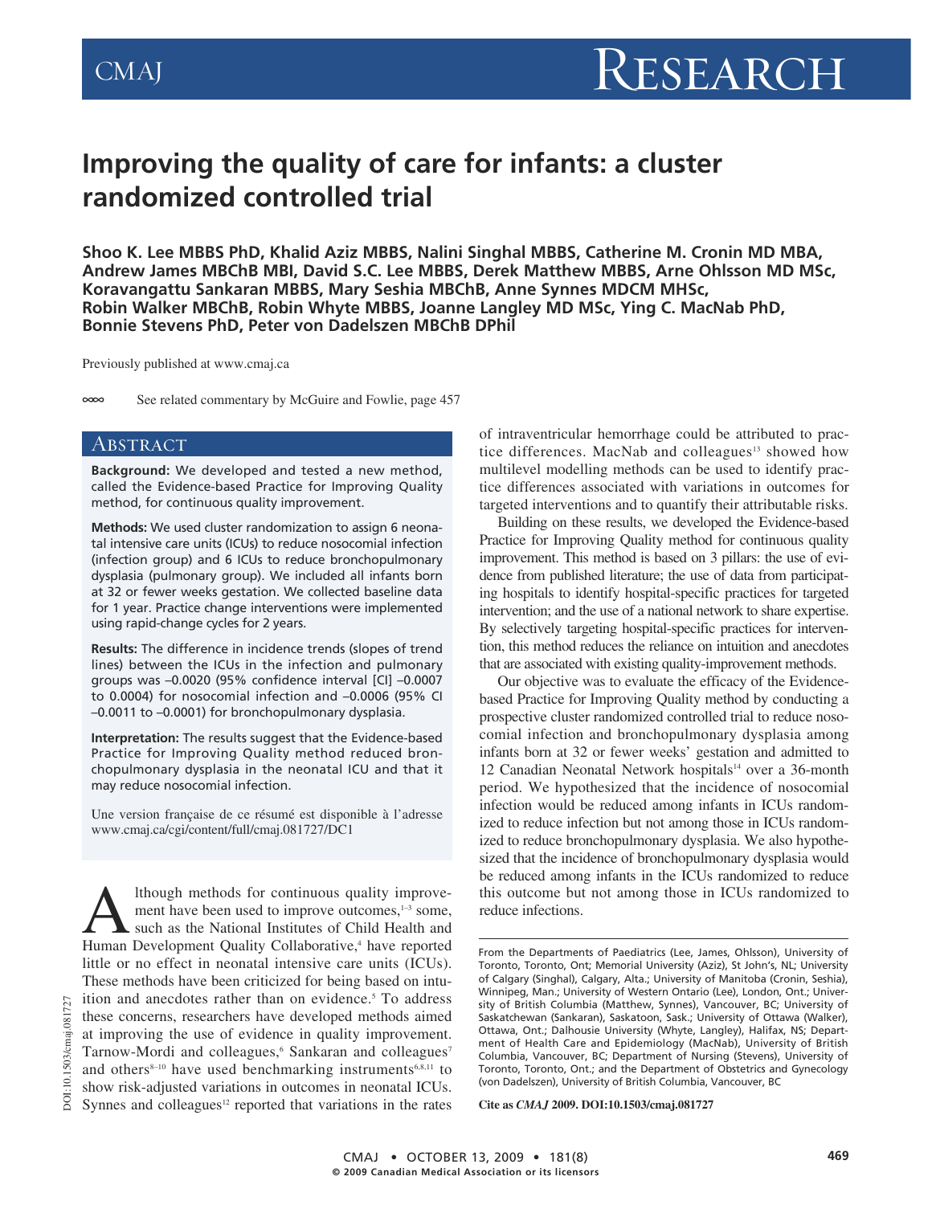# Improving the quality of care for infants: a cluster randomized controlled trial

**Shoo K. Lee MBBS PhD, Khalid Aziz MBBS, Nalini Singhal MBBS, Catherine M. Cronin MD MBA, Andrew James MBChB MBI, David S.C. Lee MBBS, Derek Matthew MBBS, Arne Ohlsson MD MSc, Koravangattu Sankaran MBBS, Mary Seshia MBChB, Anne Synnes MDCM MHSc, Robin Walker MBChB, Robin Whyte MBBS, Joanne Langley MD MSc, Ying C. MacNab PhD, Bonnie Stevens PhD, Peter von Dadelszen MBChB DPhil**

Previously published at www.cmaj.ca

See related commentary by McGuire and Fowlie, page 457

## Abstract

**Background:** We developed and tested a new method, called the Evidence-based Practice for Improving Quality method, for continuous quality improvement.

**Methods:** We used cluster randomization to assign 6 neonatal intensive care units (ICUs) to reduce nosocomial infection (infection group) and 6 ICUs to reduce bronchopulmonary dysplasia (pulmonary group). We included all infants born at 32 or fewer weeks gestation. We collected baseline data for 1 year. Practice change interventions were implemented using rapid-change cycles for 2 years.

**Results:** The difference in incidence trends (slopes of trend lines) between the ICUs in the infection and pulmonary groups was –0.0020 (95% confidence interval [CI] –0.0007 to 0.0004) for nosocomial infection and –0.0006 (95% CI –0.0011 to –0.0001) for bronchopulmonary dysplasia.

**Interpretation:** The results suggest that the Evidence-based Practice for Improving Quality method reduced bronchopulmonary dysplasia in the neonatal ICU and that it may reduce nosocomial infection.

Une version française de ce résumé est disponible à l'adresse www.cmaj.ca/cgi/content/full/cmaj.081727/DC1

Although methods for continuous quality improvement have been used to improve outcomes,[1–3] some, such as the National Institutes of Child Health and Human Development Quality Collaborative,[4] have reported little or no effect in neonatal intensive care units (ICUs). These methods have been criticized for being based on intuition and anecdotes rather than on evidence.[5] To address these concerns, researchers have developed methods aimed at improving the use of evidence in quality improvement. Tarnow-Mordi and colleagues,[6] Sankaran and colleagues[7] and others[8–10] have used benchmarking instruments[6,8,11] to show risk-adjusted variations in outcomes in neonatal ICUs. Synnes and colleagues[12] reported that variations in the rates of intraventricular hemorrhage could be attributed to practice differences. MacNab and colleagues[13] showed how multilevel modelling methods can be used to identify practice differences associated with variations in outcomes for targeted interventions and to quantify their attributable risks.

Building on these results, we developed the Evidence-based Practice for Improving Quality method for continuous quality improvement. This method is based on 3 pillars: the use of evidence from published literature; the use of data from participating hospitals to identify hospital-specific practices for targeted intervention; and the use of a national network to share expertise. By selectively targeting hospital-specific practices for intervention, this method reduces the reliance on intuition and anecdotes that are associated with existing quality-improvement methods.

Our objective was to evaluate the efficacy of the Evidence-based Practice for Improving Quality method by conducting a prospective cluster randomized controlled trial to reduce nosocomial infection and bronchopulmonary dysplasia among infants born at 32 or fewer weeks' gestation and admitted to 12 Canadian Neonatal Network hospitals[14] over a 36-month period. We hypothesized that the incidence of nosocomial infection would be reduced among infants in ICUs randomized to reduce infection but not among those in ICUs randomized to reduce bronchopulmonary dysplasia. We also hypothesized that the incidence of bronchopulmonary dysplasia would be reduced among infants in the ICUs randomized to reduce this outcome but not among those in ICUs randomized to reduce infections.

From the Departments of Paediatrics (Lee, James, Ohlsson), University of Toronto, Toronto, Ont; Memorial University (Aziz), St John's, NL; University of Calgary (Singhal), Calgary, Alta.; University of Manitoba (Cronin, Seshia), Winnipeg, Man.; University of Western Ontario (Lee), London, Ont.; University of British Columbia (Matthew, Synnes), Vancouver, BC; University of Saskatchewan (Sankaran), Saskatoon, Sask.; University of Ottawa (Walker), Ottawa, Ont.; Dalhousie University (Whyte, Langley), Halifax, NS; Department of Health Care and Epidemiology (MacNab), University of British Columbia, Vancouver, BC; Department of Nursing (Stevens), University of Toronto, Toronto, Ont.; and the Department of Obstetrics and Gynecology (von Dadelszen), University of British Columbia, Vancouver, BC

**Cite as** ***CMAJ*** **2009. DOI:10.1503/cmaj.081727**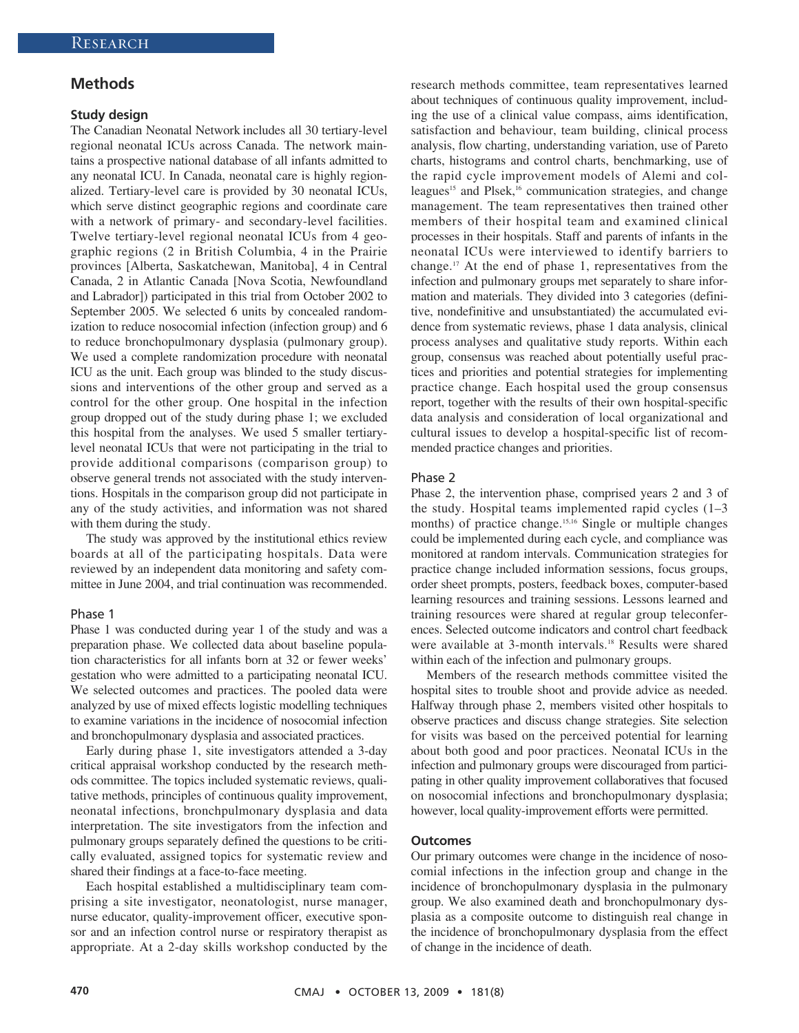## Methods

### Study design

The Canadian Neonatal Network includes all 30 tertiary-level regional neonatal ICUs across Canada. The network maintains a prospective national database of all infants admitted to any neonatal ICU. In Canada, neonatal care is highly regionalized. Tertiary-level care is provided by 30 neonatal ICUs, which serve distinct geographic regions and coordinate care with a network of primary- and secondary-level facilities. Twelve tertiary-level regional neonatal ICUs from 4 geographic regions (2 in British Columbia, 4 in the Prairie provinces [Alberta, Saskatchewan, Manitoba], 4 in Central Canada, 2 in Atlantic Canada [Nova Scotia, Newfoundland and Labrador]) participated in this trial from October 2002 to September 2005. We selected 6 units by concealed randomization to reduce nosocomial infection (infection group) and 6 to reduce bronchopulmonary dysplasia (pulmonary group). We used a complete randomization procedure with neonatal ICU as the unit. Each group was blinded to the study discussions and interventions of the other group and served as a control for the other group. One hospital in the infection group dropped out of the study during phase 1; we excluded this hospital from the analyses. We used 5 smaller tertiary-level neonatal ICUs that were not participating in the trial to provide additional comparisons (comparison group) to observe general trends not associated with the study interventions. Hospitals in the comparison group did not participate in any of the study activities, and information was not shared with them during the study.

The study was approved by the institutional ethics review boards at all of the participating hospitals. Data were reviewed by an independent data monitoring and safety committee in June 2004, and trial continuation was recommended.

### Phase 1

Phase 1 was conducted during year 1 of the study and was a preparation phase. We collected data about baseline population characteristics for all infants born at 32 or fewer weeks' gestation who were admitted to a participating neonatal ICU. We selected outcomes and practices. The pooled data were analyzed by use of mixed effects logistic modelling techniques to examine variations in the incidence of nosocomial infection and bronchopulmonary dysplasia and associated practices.

Early during phase 1, site investigators attended a 3-day critical appraisal workshop conducted by the research methods committee. The topics included systematic reviews, qualitative methods, principles of continuous quality improvement, neonatal infections, bronchpulmonary dysplasia and data interpretation. The site investigators from the infection and pulmonary groups separately defined the questions to be critically evaluated, assigned topics for systematic review and shared their findings at a face-to-face meeting.

Each hospital established a multidisciplinary team comprising a site investigator, neonatologist, nurse manager, nurse educator, quality-improvement officer, executive sponsor and an infection control nurse or respiratory therapist as appropriate. At a 2-day skills workshop conducted by the research methods committee, team representatives learned about techniques of continuous quality improvement, including the use of a clinical value compass, aims identification, satisfaction and behaviour, team building, clinical process analysis, flow charting, understanding variation, use of Pareto charts, histograms and control charts, benchmarking, use of the rapid cycle improvement models of Alemi and colleagues[15] and Plsek,[16] communication strategies, and change management. The team representatives then trained other members of their hospital team and examined clinical processes in their hospitals. Staff and parents of infants in the neonatal ICUs were interviewed to identify barriers to change.[17] At the end of phase 1, representatives from the infection and pulmonary groups met separately to share information and materials. They divided into 3 categories (definitive, nondefinitive and unsubstantiated) the accumulated evidence from systematic reviews, phase 1 data analysis, clinical process analyses and qualitative study reports. Within each group, consensus was reached about potentially useful practices and priorities and potential strategies for implementing practice change. Each hospital used the group consensus report, together with the results of their own hospital-specific data analysis and consideration of local organizational and cultural issues to develop a hospital-specific list of recommended practice changes and priorities.

### Phase 2

Phase 2, the intervention phase, comprised years 2 and 3 of the study. Hospital teams implemented rapid cycles (1–3 months) of practice change.[15,16] Single or multiple changes could be implemented during each cycle, and compliance was monitored at random intervals. Communication strategies for practice change included information sessions, focus groups, order sheet prompts, posters, feedback boxes, computer-based learning resources and training sessions. Lessons learned and training resources were shared at regular group teleconferences. Selected outcome indicators and control chart feedback were available at 3-month intervals.[18] Results were shared within each of the infection and pulmonary groups.

Members of the research methods committee visited the hospital sites to trouble shoot and provide advice as needed. Halfway through phase 2, members visited other hospitals to observe practices and discuss change strategies. Site selection for visits was based on the perceived potential for learning about both good and poor practices. Neonatal ICUs in the infection and pulmonary groups were discouraged from participating in other quality improvement collaboratives that focused on nosocomial infections and bronchopulmonary dysplasia; however, local quality-improvement efforts were permitted.

### Outcomes

Our primary outcomes were change in the incidence of nosocomial infections in the infection group and change in the incidence of bronchopulmonary dysplasia in the pulmonary group. We also examined death and bronchopulmonary dysplasia as a composite outcome to distinguish real change in the incidence of bronchopulmonary dysplasia from the effect of change in the incidence of death.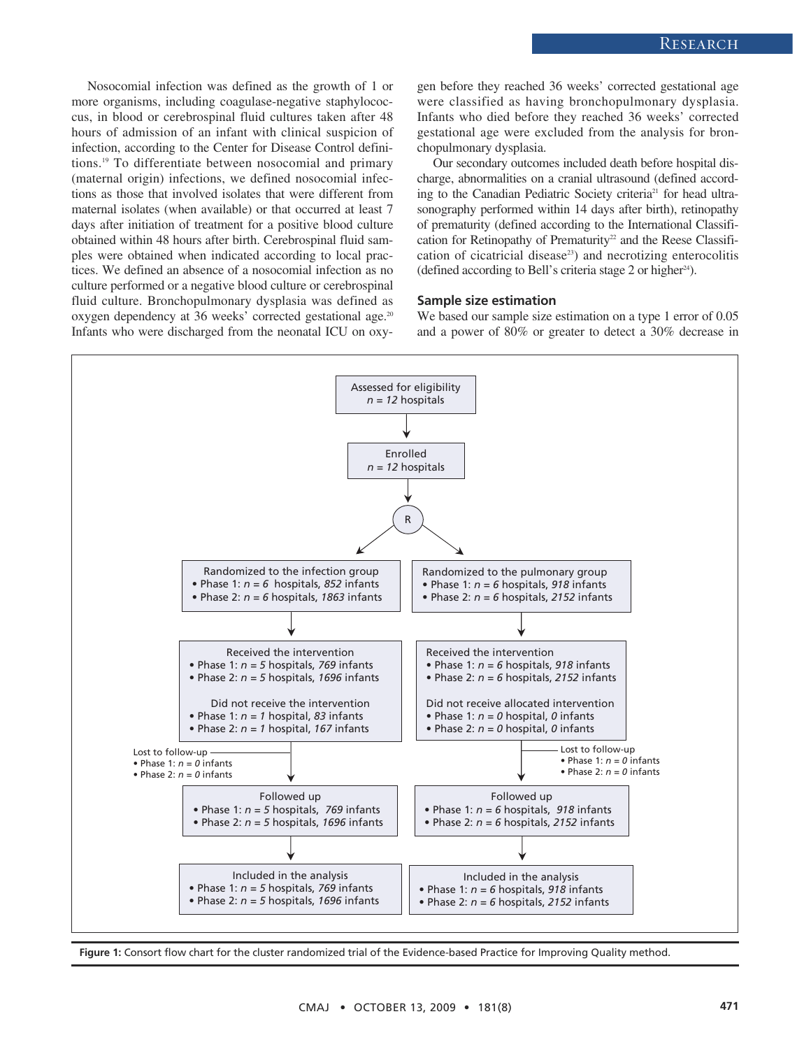Nosocomial infection was defined as the growth of 1 or more organisms, including coagulase-negative staphylococcus, in blood or cerebrospinal fluid cultures taken after 48 hours of admission of an infant with clinical suspicion of infection, according to the Center for Disease Control definitions.[19] To differentiate between nosocomial and primary (maternal origin) infections, we defined nosocomial infections as those that involved isolates that were different from maternal isolates (when available) or that occurred at least 7 days after initiation of treatment for a positive blood culture obtained within 48 hours after birth. Cerebrospinal fluid samples were obtained when indicated according to local practices. We defined an absence of a nosocomial infection as no culture performed or a negative blood culture or cerebrospinal fluid culture. Bronchopulmonary dysplasia was defined as oxygen dependency at 36 weeks' corrected gestational age.[20] Infants who were discharged from the neonatal ICU on oxygen before they reached 36 weeks' corrected gestational age were classified as having bronchopulmonary dysplasia. Infants who died before they reached 36 weeks' corrected gestational age were excluded from the analysis for bronchopulmonary dysplasia.

Our secondary outcomes included death before hospital discharge, abnormalities on a cranial ultrasound (defined according to the Canadian Pediatric Society criteria[21] for head ultrasonography performed within 14 days after birth), retinopathy of prematurity (defined according to the International Classification for Retinopathy of Prematurity[22] and the Reese Classification of cicatricial disease[23]) and necrotizing enterocolitis (defined according to Bell's criteria stage 2 or higher[24]).

### Sample size estimation

We based our sample size estimation on a type 1 error of 0.05 and a power of 80% or greater to detect a 30% decrease in

Assessed for eligibility
*n = 12* hospitals

Enrolled
*n = 12* hospitals

R

**Randomized to the infection group**
- Phase 1: *n = 6* hospitals, *852* infants
- Phase 2: *n = 6* hospitals, *1863* infants

Received the intervention
- Phase 1: *n = 5* hospitals, *769* infants
- Phase 2: *n = 5* hospitals, *1696* infants

Did not receive the intervention
- Phase 1: *n = 1* hospital, *83* infants
- Phase 2: *n = 1* hospital, *167* infants

Lost to follow-up
- Phase 1: *n = 0* infants
- Phase 2: *n = 0* infants

Followed up
- Phase 1: *n = 5* hospitals, *769* infants
- Phase 2: *n = 5* hospitals, *1696* infants

Included in the analysis
- Phase 1: *n = 5* hospitals, *769* infants
- Phase 2: *n = 5* hospitals, *1696* infants

**Randomized to the pulmonary group**
- Phase 1: *n = 6* hospitals, *918* infants
- Phase 2: *n = 6* hospitals, *2152* infants

Received the intervention
- Phase 1: *n = 6* hospitals, *918* infants
- Phase 2: *n = 6* hospitals, *2152* infants

Did not receive allocated intervention
- Phase 1: *n = 0* hospital, *0* infants
- Phase 2: *n = 0* hospital, *0* infants

Lost to follow-up
- Phase 1: *n = 0* infants
- Phase 2: *n = 0* infants

Followed up
- Phase 1: *n = 6* hospitals, *918* infants
- Phase 2: *n = 6* hospitals, *2152* infants

Included in the analysis
- Phase 1: *n = 6* hospitals, *918* infants
- Phase 2: *n = 6* hospitals, *2152* infants

**Figure 1:** Consort flow chart for the cluster randomized trial of the Evidence-based Practice for Improving Quality method.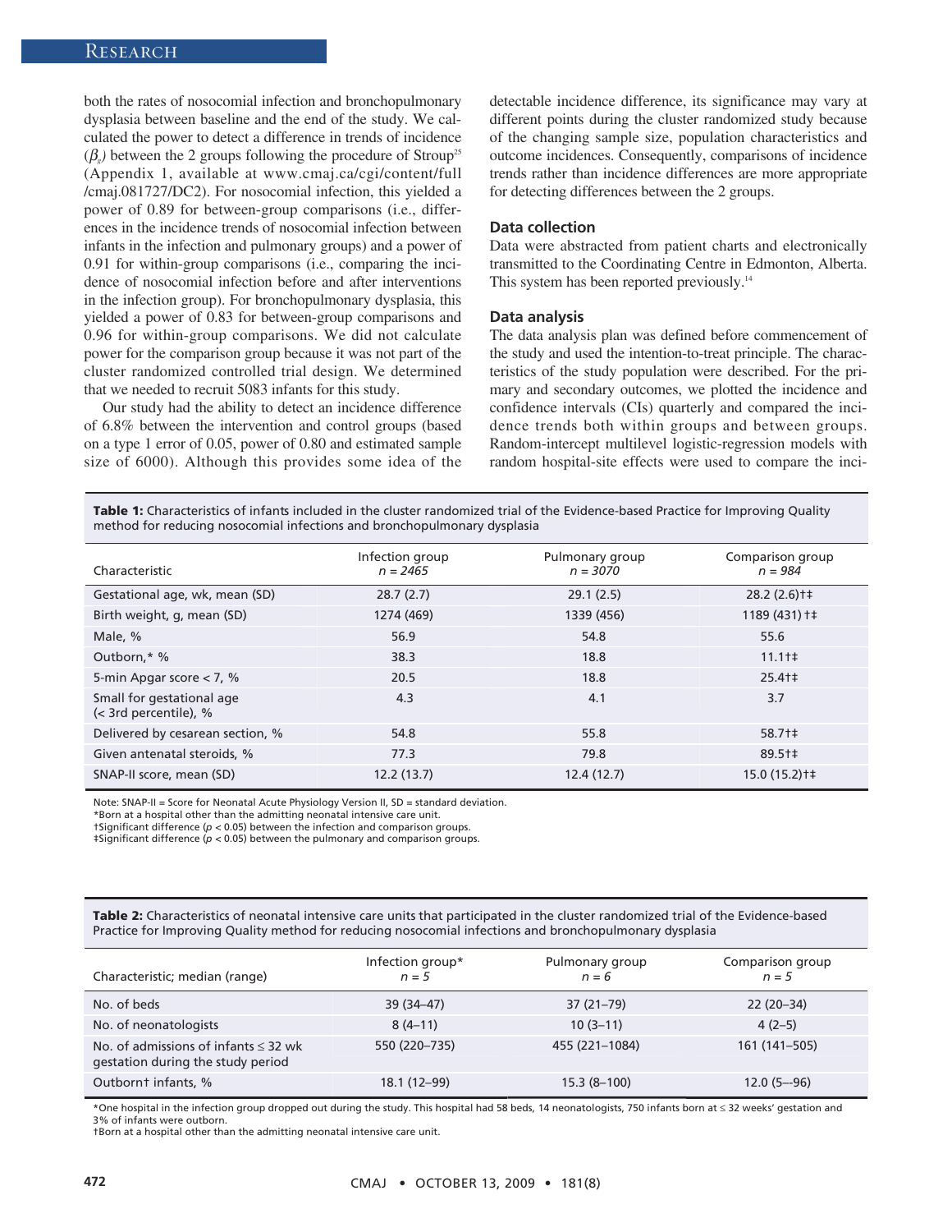both the rates of nosocomial infection and bronchopulmonary dysplasia between baseline and the end of the study. We calculated the power to detect a difference in trends of incidence ($\beta_s$) between the 2 groups following the procedure of Stroup[25] (Appendix 1, available at www.cmaj.ca/cgi/content/full/cmaj.081727/DC2). For nosocomial infection, this yielded a power of 0.89 for between-group comparisons (i.e., differences in the incidence trends of nosocomial infection between infants in the infection and pulmonary groups) and a power of 0.91 for within-group comparisons (i.e., comparing the incidence of nosocomial infection before and after interventions in the infection group). For bronchopulmonary dysplasia, this yielded a power of 0.83 for between-group comparisons and 0.96 for within-group comparisons. We did not calculate power for the comparison group because it was not part of the cluster randomized controlled trial design. We determined that we needed to recruit 5083 infants for this study.

Our study had the ability to detect an incidence difference of 6.8% between the intervention and control groups (based on a type 1 error of 0.05, power of 0.80 and estimated sample size of 6000). Although this provides some idea of the detectable incidence difference, its significance may vary at different points during the cluster randomized study because of the changing sample size, population characteristics and outcome incidences. Consequently, comparisons of incidence trends rather than incidence differences are more appropriate for detecting differences between the 2 groups.

### Data collection

Data were abstracted from patient charts and electronically transmitted to the Coordinating Centre in Edmonton, Alberta. This system has been reported previously.[14]

### Data analysis

The data analysis plan was defined before commencement of the study and used the intention-to-treat principle. The characteristics of the study population were described. For the primary and secondary outcomes, we plotted the incidence and confidence intervals (CIs) quarterly and compared the incidence trends both within groups and between groups. Random-intercept multilevel logistic-regression models with random hospital-site effects were used to compare the inci-

**Table 1:** Characteristics of infants included in the cluster randomized trial of the Evidence-based Practice for Improving Quality method for reducing nosocomial infections and bronchopulmonary dysplasia

| Characteristic | Infection group *n = 2465* | Pulmonary group *n = 3070* | Comparison group *n = 984* |
|---|---|---|---|
| Gestational age, wk, mean (SD) | 28.7 (2.7) | 29.1 (2.5) | 28.2 (2.6)†‡ |
| Birth weight, g, mean (SD) | 1274 (469) | 1339 (456) | 1189 (431) †‡ |
| Male, % | 56.9 | 54.8 | 55.6 |
| Outborn,* % | 38.3 | 18.8 | 11.1†‡ |
| 5-min Apgar score < 7, % | 20.5 | 18.8 | 25.4†‡ |
| Small for gestational age (< 3rd percentile), % | 4.3 | 4.1 | 3.7 |
| Delivered by cesarean section, % | 54.8 | 55.8 | 58.7†‡ |
| Given antenatal steroids, % | 77.3 | 79.8 | 89.5†‡ |
| SNAP-II score, mean (SD) | 12.2 (13.7) | 12.4 (12.7) | 15.0 (15.2)†‡ |

Note: SNAP-II = Score for Neonatal Acute Physiology Version II, SD = standard deviation.
*Born at a hospital other than the admitting neonatal intensive care unit.
†Significant difference ($p < 0.05$) between the infection and comparison groups.
‡Significant difference ($p < 0.05$) between the pulmonary and comparison groups.

**Table 2:** Characteristics of neonatal intensive care units that participated in the cluster randomized trial of the Evidence-based Practice for Improving Quality method for reducing nosocomial infections and bronchopulmonary dysplasia

| Characteristic; median (range) | Infection group* *n = 5* | Pulmonary group *n = 6* | Comparison group *n = 5* |
|---|---|---|---|
| No. of beds | 39 (34–47) | 37 (21–79) | 22 (20–34) |
| No. of neonatologists | 8 (4–11) | 10 (3–11) | 4 (2–5) |
| No. of admissions of infants ≤ 32 wk gestation during the study period | 550 (220–735) | 455 (221–1084) | 161 (141–505) |
| Outborn† infants, % | 18.1 (12–99) | 15.3 (8–100) | 12.0 (5–-96) |

*One hospital in the infection group dropped out during the study. This hospital had 58 beds, 14 neonatologists, 750 infants born at ≤ 32 weeks' gestation and 3% of infants were outborn.
†Born at a hospital other than the admitting neonatal intensive care unit.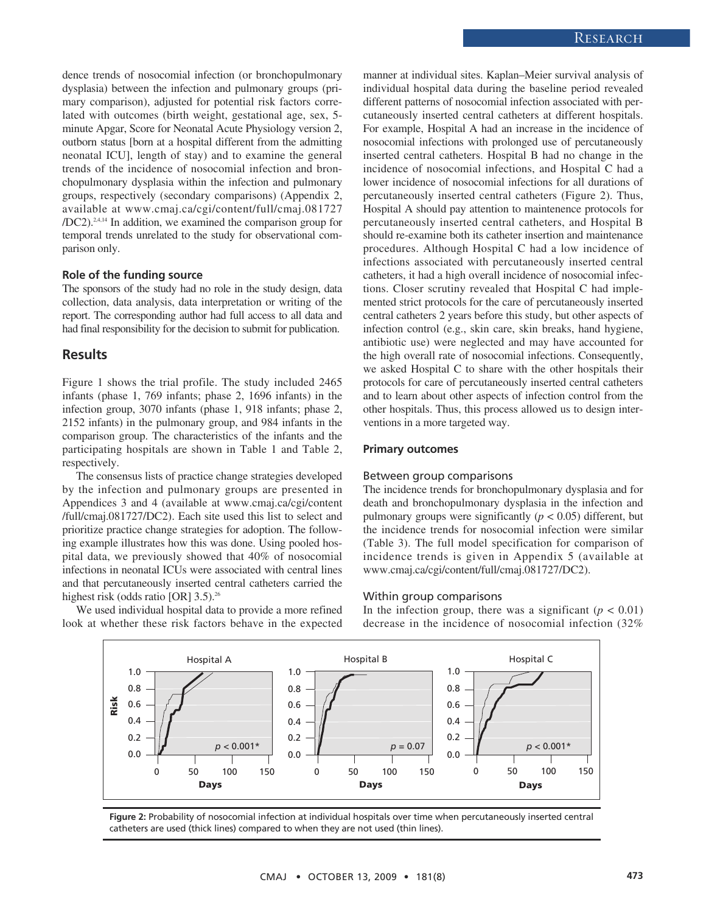dence trends of nosocomial infection (or bronchopulmonary dysplasia) between the infection and pulmonary groups (primary comparison), adjusted for potential risk factors correlated with outcomes (birth weight, gestational age, sex, 5-minute Apgar, Score for Neonatal Acute Physiology version 2, outborn status [born at a hospital different from the admitting neonatal ICU], length of stay) and to examine the general trends of the incidence of nosocomial infection and bronchopulmonary dysplasia within the infection and pulmonary groups, respectively (secondary comparisons) (Appendix 2, available at www.cmaj.ca/cgi/content/full/cmaj.081727/DC2).[2,4,14] In addition, we examined the comparison group for temporal trends unrelated to the study for observational comparison only.

### Role of the funding source

The sponsors of the study had no role in the study design, data collection, data analysis, data interpretation or writing of the report. The corresponding author had full access to all data and had final responsibility for the decision to submit for publication.

## Results

Figure 1 shows the trial profile. The study included 2465 infants (phase 1, 769 infants; phase 2, 1696 infants) in the infection group, 3070 infants (phase 1, 918 infants; phase 2, 2152 infants) in the pulmonary group, and 984 infants in the comparison group. The characteristics of the infants and the participating hospitals are shown in Table 1 and Table 2, respectively.

The consensus lists of practice change strategies developed by the infection and pulmonary groups are presented in Appendices 3 and 4 (available at www.cmaj.ca/cgi/content/full/cmaj.081727/DC2). Each site used this list to select and prioritize practice change strategies for adoption. The following example illustrates how this was done. Using pooled hospital data, we previously showed that 40% of nosocomial infections in neonatal ICUs were associated with central lines and that percutaneously inserted central catheters carried the highest risk (odds ratio [OR] 3.5).[26]

We used individual hospital data to provide a more refined look at whether these risk factors behave in the expected manner at individual sites. Kaplan–Meier survival analysis of individual hospital data during the baseline period revealed different patterns of nosocomial infection associated with percutaneously inserted central catheters at different hospitals. For example, Hospital A had an increase in the incidence of nosocomial infections with prolonged use of percutaneously inserted central catheters. Hospital B had no change in the incidence of nosocomial infections, and Hospital C had a lower incidence of nosocomial infections for all durations of percutaneously inserted central catheters (Figure 2). Thus, Hospital A should pay attention to maintenence protocols for percutaneously inserted central catheters, and Hospital B should re-examine both its catheter insertion and maintenance procedures. Although Hospital C had a low incidence of infections associated with percutaneously inserted central catheters, it had a high overall incidence of nosocomial infections. Closer scrutiny revealed that Hospital C had implemented strict protocols for the care of percutaneously inserted central catheters 2 years before this study, but other aspects of infection control (e.g., skin care, skin breaks, hand hygiene, antibiotic use) were neglected and may have accounted for the high overall rate of nosocomial infections. Consequently, we asked Hospital C to share with the other hospitals their protocols for care of percutaneously inserted central catheters and to learn about other aspects of infection control from the other hospitals. Thus, this process allowed us to design interventions in a more targeted way.

### Primary outcomes

#### Between group comparisons

The incidence trends for bronchopulmonary dysplasia and for death and bronchopulmonary dysplasia in the infection and pulmonary groups were significantly ($p < 0.05$) different, but the incidence trends for nosocomial infection were similar (Table 3). The full model specification for comparison of incidence trends is given in Appendix 5 (available at www.cmaj.ca/cgi/content/full/cmaj.081727/DC2).

#### Within group comparisons

In the infection group, there was a significant ($p < 0.01$) decrease in the incidence of nosocomial infection (32%

**Figure 2:** Probability of nosocomial infection at individual hospitals over time when percutaneously inserted central catheters are used (thick lines) compared to when they are not used (thin lines).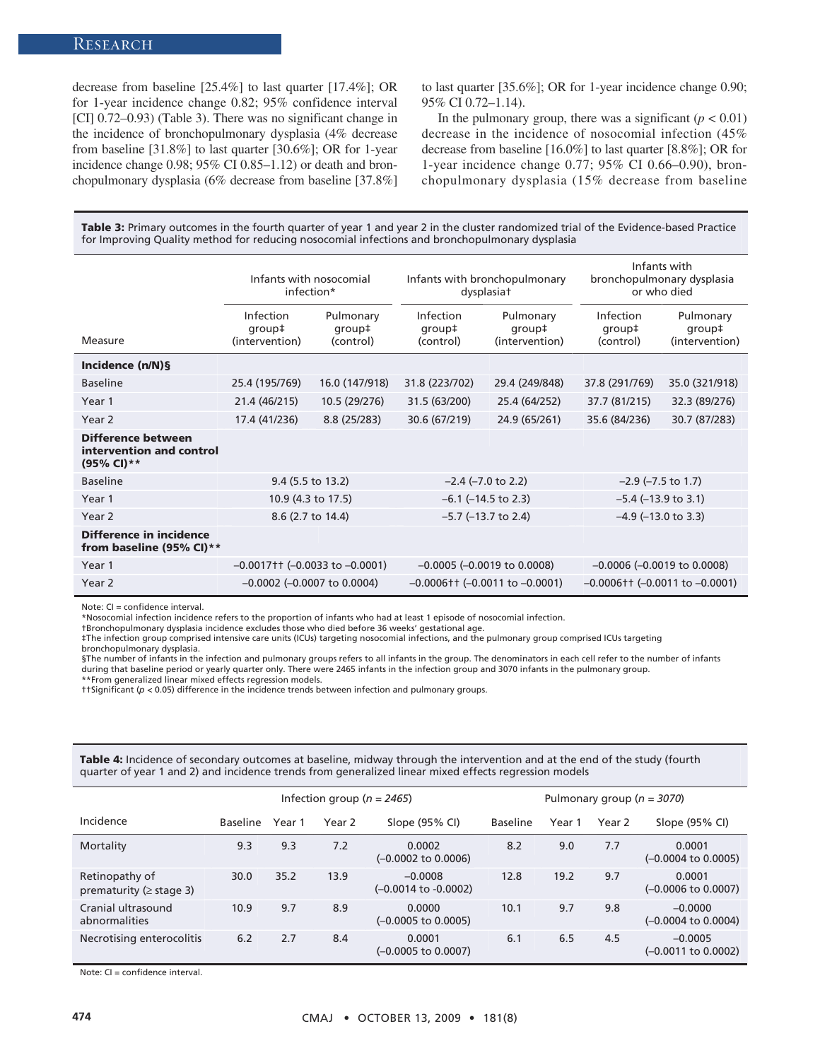decrease from baseline [25.4%] to last quarter [17.4%]; OR for 1-year incidence change 0.82; 95% confidence interval [CI] 0.72–0.93) (Table 3). There was no significant change in the incidence of bronchopulmonary dysplasia (4% decrease from baseline [31.8%] to last quarter [30.6%]; OR for 1-year incidence change 0.98; 95% CI 0.85–1.12) or death and bronchopulmonary dysplasia (6% decrease from baseline [37.8%] to last quarter [35.6%]; OR for 1-year incidence change 0.90; 95% CI 0.72–1.14).

In the pulmonary group, there was a significant ($p < 0.01$) decrease in the incidence of nosocomial infection (45% decrease from baseline [16.0%] to last quarter [8.8%]; OR for 1-year incidence change 0.77; 95% CI 0.66–0.90), bronchopulmonary dysplasia (15% decrease from baseline

**Table 3:** Primary outcomes in the fourth quarter of year 1 and year 2 in the cluster randomized trial of the Evidence-based Practice for Improving Quality method for reducing nosocomial infections and bronchopulmonary dysplasia

| Measure | Infants with nosocomial infection* | | Infants with bronchopulmonary dysplasia† | | Infants with bronchopulmonary dysplasia or who died | |
|---|---|---|---|---|---|---|
| | Infection group‡ (intervention) | Pulmonary group‡ (control) | Infection group‡ (control) | Pulmonary group‡ (intervention) | Infection group‡ (control) | Pulmonary group‡ (intervention) |
| **Incidence (n/N)§** | | | | | | |
| Baseline | 25.4 (195/769) | 16.0 (147/918) | 31.8 (223/702) | 29.4 (249/848) | 37.8 (291/769) | 35.0 (321/918) |
| Year 1 | 21.4 (46/215) | 10.5 (29/276) | 31.5 (63/200) | 25.4 (64/252) | 37.7 (81/215) | 32.3 (89/276) |
| Year 2 | 17.4 (41/236) | 8.8 (25/283) | 30.6 (67/219) | 24.9 (65/261) | 35.6 (84/236) | 30.7 (87/283) |
| **Difference between intervention and control (95% CI)\*\*** | | | | | | |
| Baseline | 9.4 (5.5 to 13.2) | | –2.4 (–7.0 to 2.2) | | –2.9 (–7.5 to 1.7) | |
| Year 1 | 10.9 (4.3 to 17.5) | | –6.1 (–14.5 to 2.3) | | –5.4 (–13.9 to 3.1) | |
| Year 2 | 8.6 (2.7 to 14.4) | | –5.7 (–13.7 to 2.4) | | –4.9 (–13.0 to 3.3) | |
| **Difference in incidence from baseline (95% CI)\*\*** | | | | | | |
| Year 1 | –0.0017†† (–0.0033 to –0.0001) | | –0.0005 (–0.0019 to 0.0008) | | –0.0006 (–0.0019 to 0.0008) | |
| Year 2 | –0.0002 (–0.0007 to 0.0004) | | –0.0006†† (–0.0011 to –0.0001) | | –0.0006†† (–0.0011 to –0.0001) | |

Note: CI = confidence interval.
*Nosocomial infection incidence refers to the proportion of infants who had at least 1 episode of nosocomial infection.
†Bronchopulmonary dysplasia incidence excludes those who died before 36 weeks' gestational age.
‡The infection group comprised intensive care units (ICUs) targeting nosocomial infections, and the pulmonary group comprised ICUs targeting bronchopulmonary dysplasia.
§The number of infants in the infection and pulmonary groups refers to all infants in the group. The denominators in each cell refer to the number of infants during that baseline period or yearly quarter only. There were 2465 infants in the infection group and 3070 infants in the pulmonary group.
**From generalized linear mixed effects regression models.
††Significant ($p < 0.05$) difference in the incidence trends between infection and pulmonary groups.

**Table 4:** Incidence of secondary outcomes at baseline, midway through the intervention and at the end of the study (fourth quarter of year 1 and 2) and incidence trends from generalized linear mixed effects regression models

| Incidence | Infection group (*n = 2465*) | | | | Pulmonary group (*n = 3070*) | | | |
|---|---|---|---|---|---|---|---|---|
| | Baseline | Year 1 | Year 2 | Slope (95% CI) | Baseline | Year 1 | Year 2 | Slope (95% CI) |
| Mortality | 9.3 | 9.3 | 7.2 | 0.0002 (–0.0002 to 0.0006) | 8.2 | 9.0 | 7.7 | 0.0001 (–0.0004 to 0.0005) |
| Retinopathy of prematurity (≥ stage 3) | 30.0 | 35.2 | 13.9 | –0.0008 (–0.0014 to -0.0002) | 12.8 | 19.2 | 9.7 | 0.0001 (–0.0006 to 0.0007) |
| Cranial ultrasound abnormalities | 10.9 | 9.7 | 8.9 | 0.0000 (–0.0005 to 0.0005) | 10.1 | 9.7 | 9.8 | –0.0000 (–0.0004 to 0.0004) |
| Necrotising enterocolitis | 6.2 | 2.7 | 8.4 | 0.0001 (–0.0005 to 0.0007) | 6.1 | 6.5 | 4.5 | –0.0005 (–0.0011 to 0.0002) |

Note: CI = confidence interval.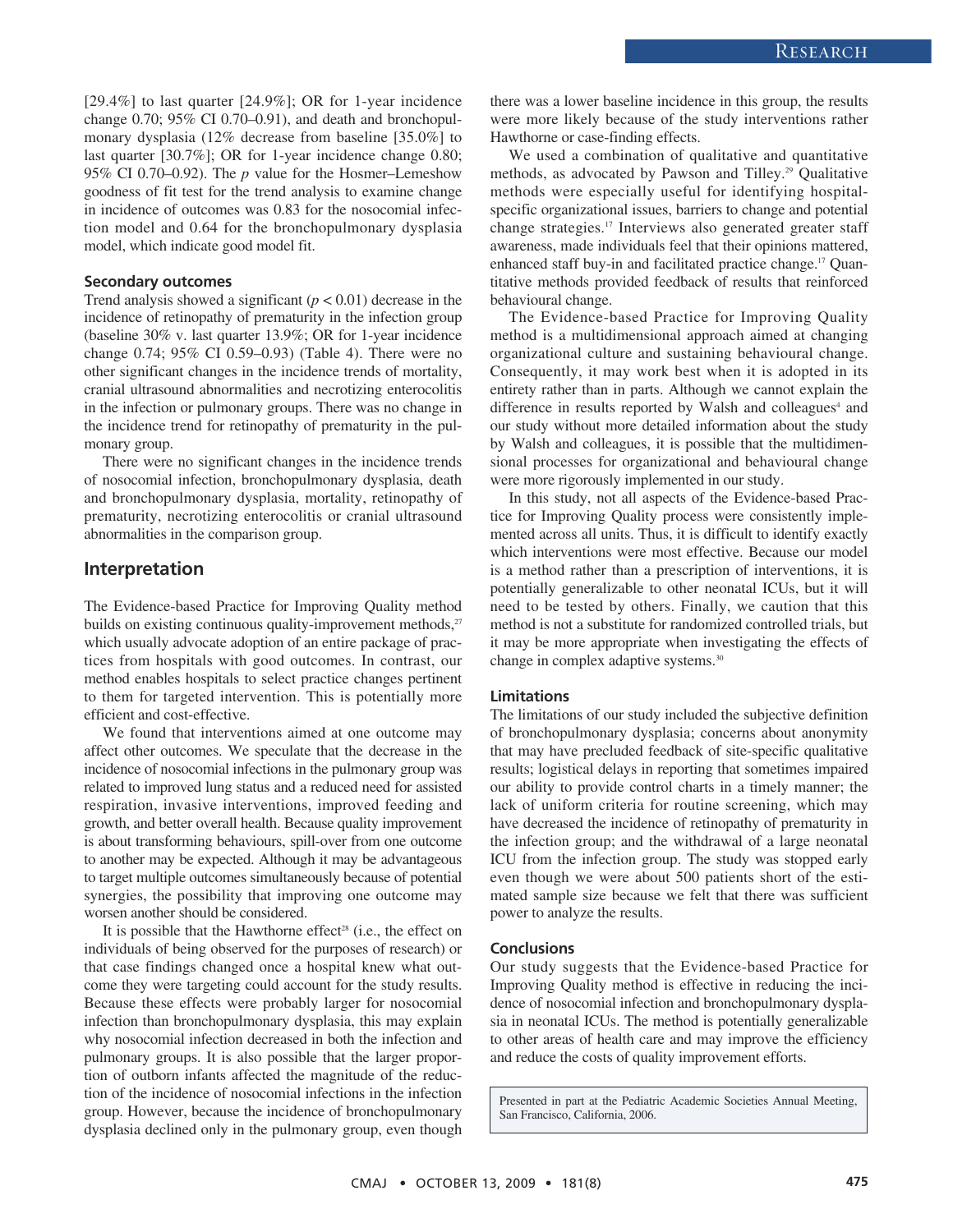[29.4%] to last quarter [24.9%]; OR for 1-year incidence change 0.70; 95% CI 0.70–0.91), and death and bronchopulmonary dysplasia (12% decrease from baseline [35.0%] to last quarter [30.7%]; OR for 1-year incidence change 0.80; 95% CI 0.70–0.92). The $p$ value for the Hosmer–Lemeshow goodness of fit test for the trend analysis to examine change in incidence of outcomes was 0.83 for the nosocomial infection model and 0.64 for the bronchopulmonary dysplasia model, which indicate good model fit.

### Secondary outcomes

Trend analysis showed a significant ($p < 0.01$) decrease in the incidence of retinopathy of prematurity in the infection group (baseline 30% v. last quarter 13.9%; OR for 1-year incidence change 0.74; 95% CI 0.59–0.93) (Table 4). There were no other significant changes in the incidence trends of mortality, cranial ultrasound abnormalities and necrotizing enterocolitis in the infection or pulmonary groups. There was no change in the incidence trend for retinopathy of prematurity in the pulmonary group.

There were no significant changes in the incidence trends of nosocomial infection, bronchopulmonary dysplasia, death and bronchopulmonary dysplasia, mortality, retinopathy of prematurity, necrotizing enterocolitis or cranial ultrasound abnormalities in the comparison group.

## Interpretation

The Evidence-based Practice for Improving Quality method builds on existing continuous quality-improvement methods,[27] which usually advocate adoption of an entire package of practices from hospitals with good outcomes. In contrast, our method enables hospitals to select practice changes pertinent to them for targeted intervention. This is potentially more efficient and cost-effective.

We found that interventions aimed at one outcome may affect other outcomes. We speculate that the decrease in the incidence of nosocomial infections in the pulmonary group was related to improved lung status and a reduced need for assisted respiration, invasive interventions, improved feeding and growth, and better overall health. Because quality improvement is about transforming behaviours, spill-over from one outcome to another may be expected. Although it may be advantageous to target multiple outcomes simultaneously because of potential synergies, the possibility that improving one outcome may worsen another should be considered.

It is possible that the Hawthorne effect[28] (i.e., the effect on individuals of being observed for the purposes of research) or that case findings changed once a hospital knew what outcome they were targeting could account for the study results. Because these effects were probably larger for nosocomial infection than bronchopulmonary dysplasia, this may explain why nosocomial infection decreased in both the infection and pulmonary groups. It is also possible that the larger proportion of outborn infants affected the magnitude of the reduction of the incidence of nosocomial infections in the infection group. However, because the incidence of bronchopulmonary dysplasia declined only in the pulmonary group, even though there was a lower baseline incidence in this group, the results were more likely because of the study interventions rather Hawthorne or case-finding effects.

We used a combination of qualitative and quantitative methods, as advocated by Pawson and Tilley.[29] Qualitative methods were especially useful for identifying hospital-specific organizational issues, barriers to change and potential change strategies.[17] Interviews also generated greater staff awareness, made individuals feel that their opinions mattered, enhanced staff buy-in and facilitated practice change.[17] Quantitative methods provided feedback of results that reinforced behavioural change.

The Evidence-based Practice for Improving Quality method is a multidimensional approach aimed at changing organizational culture and sustaining behavioural change. Consequently, it may work best when it is adopted in its entirety rather than in parts. Although we cannot explain the difference in results reported by Walsh and colleagues[4] and our study without more detailed information about the study by Walsh and colleagues, it is possible that the multidimensional processes for organizational and behavioural change were more rigorously implemented in our study.

In this study, not all aspects of the Evidence-based Practice for Improving Quality process were consistently implemented across all units. Thus, it is difficult to identify exactly which interventions were most effective. Because our model is a method rather than a prescription of interventions, it is potentially generalizable to other neonatal ICUs, but it will need to be tested by others. Finally, we caution that this method is not a substitute for randomized controlled trials, but it may be more appropriate when investigating the effects of change in complex adaptive systems.[30]

### Limitations

The limitations of our study included the subjective definition of bronchopulmonary dysplasia; concerns about anonymity that may have precluded feedback of site-specific qualitative results; logistical delays in reporting that sometimes impaired our ability to provide control charts in a timely manner; the lack of uniform criteria for routine screening, which may have decreased the incidence of retinopathy of prematurity in the infection group; and the withdrawal of a large neonatal ICU from the infection group. The study was stopped early even though we were about 500 patients short of the estimated sample size because we felt that there was sufficient power to analyze the results.

### Conclusions

Our study suggests that the Evidence-based Practice for Improving Quality method is effective in reducing the incidence of nosocomial infection and bronchopulmonary dysplasia in neonatal ICUs. The method is potentially generalizable to other areas of health care and may improve the efficiency and reduce the costs of quality improvement efforts.

Presented in part at the Pediatric Academic Societies Annual Meeting, San Francisco, California, 2006.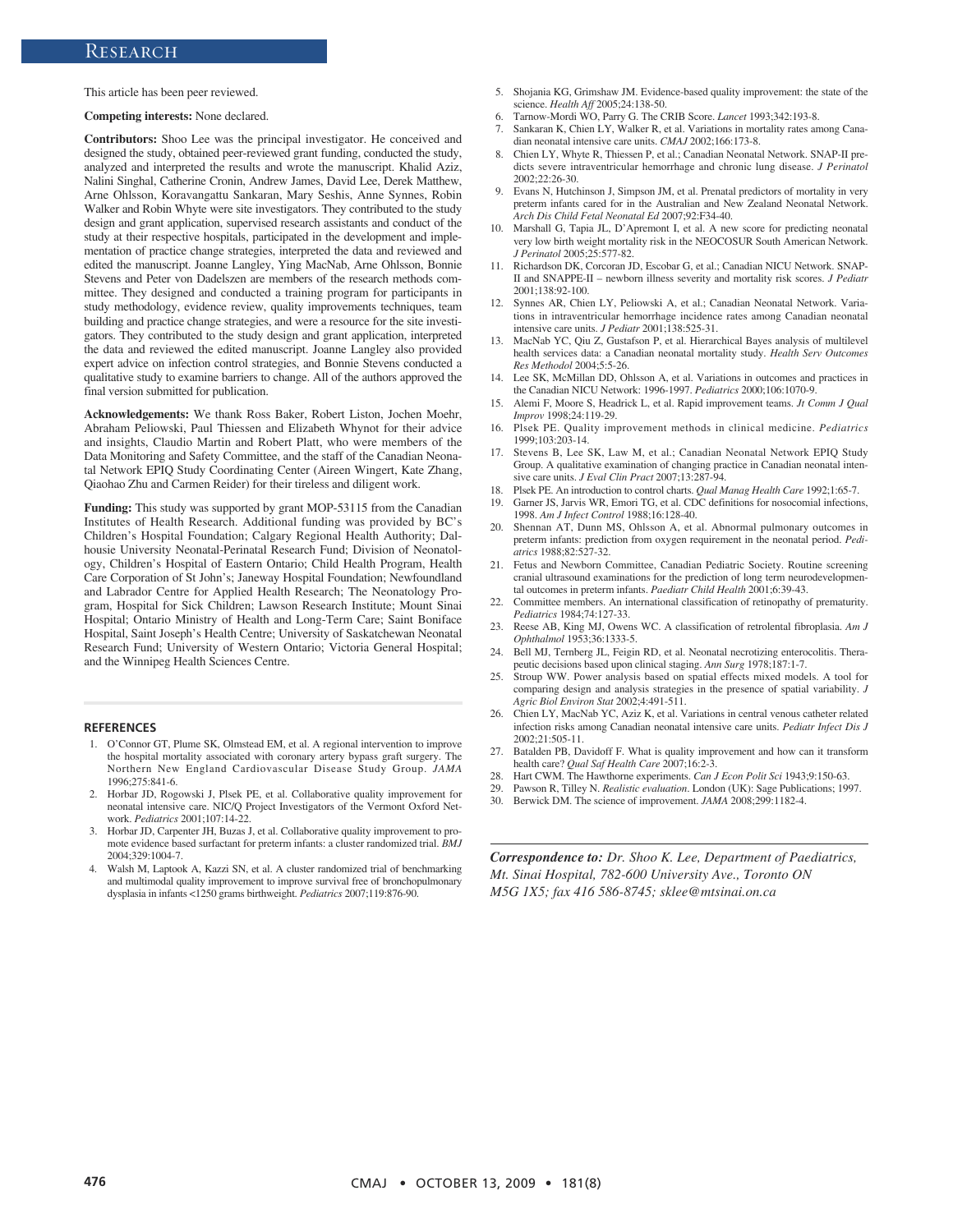This article has been peer reviewed.

**Competing interests:** None declared.

**Contributors:** Shoo Lee was the principal investigator. He conceived and designed the study, obtained peer-reviewed grant funding, conducted the study, analyzed and interpreted the results and wrote the manuscript. Khalid Aziz, Nalini Singhal, Catherine Cronin, Andrew James, David Lee, Derek Matthew, Arne Ohlsson, Koravangattu Sankaran, Mary Seshis, Anne Synnes, Robin Walker and Robin Whyte were site investigators. They contributed to the study design and grant application, supervised research assistants and conduct of the study at their respective hospitals, participated in the development and implementation of practice change strategies, interpreted the data and reviewed and edited the manuscript. Joanne Langley, Ying MacNab, Arne Ohlsson, Bonnie Stevens and Peter von Dadelszen are members of the research methods committee. They designed and conducted a training program for participants in study methodology, evidence review, quality improvements techniques, team building and practice change strategies, and were a resource for the site investigators. They contributed to the study design and grant application, interpreted the data and reviewed the edited manuscript. Joanne Langley also provided expert advice on infection control strategies, and Bonnie Stevens conducted a qualitative study to examine barriers to change. All of the authors approved the final version submitted for publication.

**Acknowledgements:** We thank Ross Baker, Robert Liston, Jochen Moehr, Abraham Peliowski, Paul Thiessen and Elizabeth Whynot for their advice and insights, Claudio Martin and Robert Platt, who were members of the Data Monitoring and Safety Committee, and the staff of the Canadian Neonatal Network EPIQ Study Coordinating Center (Aireen Wingert, Kate Zhang, Qiaohao Zhu and Carmen Reider) for their tireless and diligent work.

**Funding:** This study was supported by grant MOP-53115 from the Canadian Institutes of Health Research. Additional funding was provided by BC's Children's Hospital Foundation; Calgary Regional Health Authority; Dalhousie University Neonatal-Perinatal Research Fund; Division of Neonatology, Children's Hospital of Eastern Ontario; Child Health Program, Health Care Corporation of St John's; Janeway Hospital Foundation; Newfoundland and Labrador Centre for Applied Health Research; The Neonatology Program, Hospital for Sick Children; Lawson Research Institute; Mount Sinai Hospital; Ontario Ministry of Health and Long-Term Care; Saint Boniface Hospital, Saint Joseph's Health Centre; University of Saskatchewan Neonatal Research Fund; University of Western Ontario; Victoria General Hospital; and the Winnipeg Health Sciences Centre.

## REFERENCES

1. O'Connor GT, Plume SK, Olmstead EM, et al. A regional intervention to improve the hospital mortality associated with coronary artery bypass graft surgery. The Northern New England Cardiovascular Disease Study Group. *JAMA* 1996;275:841-6.
2. Horbar JD, Rogowski J, Plsek PE, et al. Collaborative quality improvement for neonatal intensive care. NIC/Q Project Investigators of the Vermont Oxford Network. *Pediatrics* 2001;107:14-22.
3. Horbar JD, Carpenter JH, Buzas J, et al. Collaborative quality improvement to promote evidence based surfactant for preterm infants: a cluster randomized trial. *BMJ* 2004;329:1004-7.
4. Walsh M, Laptook A, Kazzi SN, et al. A cluster randomized trial of benchmarking and multimodal quality improvement to improve survival free of bronchopulmonary dysplasia in infants <1250 grams birthweight. *Pediatrics* 2007;119:876-90.
5. Shojania KG, Grimshaw JM. Evidence-based quality improvement: the state of the science. *Health Aff* 2005;24:138-50.
6. Tarnow-Mordi WO, Parry G. The CRIB Score. *Lancet* 1993;342:193-8.
7. Sankaran K, Chien LY, Walker R, et al. Variations in mortality rates among Canadian neonatal intensive care units. *CMAJ* 2002;166:173-8.
8. Chien LY, Whyte R, Thiessen P, et al.; Canadian Neonatal Network. SNAP-II predicts severe intraventricular hemorrhage and chronic lung disease. *J Perinatol* 2002;22:26-30.
9. Evans N, Hutchinson J, Simpson JM, et al. Prenatal predictors of mortality in very preterm infants cared for in the Australian and New Zealand Neonatal Network. *Arch Dis Child Fetal Neonatal Ed* 2007;92:F34-40.
10. Marshall G, Tapia JL, D'Apremont I, et al. A new score for predicting neonatal very low birth weight mortality risk in the NEOCOSUR South American Network. *J Perinatol* 2005;25:577-82.
11. Richardson DK, Corcoran JD, Escobar G, et al.; Canadian NICU Network. SNAP-II and SNAPPE-II – newborn illness severity and mortality risk scores. *J Pediatr* 2001;138:92-100.
12. Synnes AR, Chien LY, Peliowski A, et al.; Canadian Neonatal Network. Variations in intraventricular hemorrhage incidence rates among Canadian neonatal intensive care units. *J Pediatr* 2001;138:525-31.
13. MacNab YC, Qiu Z, Gustafson P, et al. Hierarchical Bayes analysis of multilevel health services data: a Canadian neonatal mortality study. *Health Serv Outcomes Res Methodol* 2004;5:5-26.
14. Lee SK, McMillan DD, Ohlsson A, et al. Variations in outcomes and practices in the Canadian NICU Network: 1996-1997. *Pediatrics* 2000;106:1070-9.
15. Alemi F, Moore S, Headrick L, et al. Rapid improvement teams. *Jt Comm J Qual Improv* 1998;24:119-29.
16. Plsek PE. Quality improvement methods in clinical medicine. *Pediatrics* 1999;103:203-14.
17. Stevens B, Lee SK, Law M, et al.; Canadian Neonatal Network EPIQ Study Group. A qualitative examination of changing practice in Canadian neonatal intensive care units. *J Eval Clin Pract* 2007;13:287-94.
18. Plsek PE. An introduction to control charts. *Qual Manag Health Care* 1992;1:65-7.
19. Garner JS, Jarvis WR, Emori TG, et al. CDC definitions for nosocomial infections, 1998. *Am J Infect Control* 1988;16:128-40.
20. Shennan AT, Dunn MS, Ohlsson A, et al. Abnormal pulmonary outcomes in preterm infants: prediction from oxygen requirement in the neonatal period. *Pediatrics* 1988;82:527-32.
21. Fetus and Newborn Committee, Canadian Pediatric Society. Routine screening cranial ultrasound examinations for the prediction of long term neurodevelopmental outcomes in preterm infants. *Paediatr Child Health* 2001;6:39-43.
22. Committee members. An international classification of retinopathy of prematurity. *Pediatrics* 1984;74:127-33.
23. Reese AB, King MJ, Owens WC. A classification of retrolental fibroplasia. *Am J Ophthalmol* 1953;36:1333-5.
24. Bell MJ, Ternberg JL, Feigin RD, et al. Neonatal necrotizing enterocolitis. Therapeutic decisions based upon clinical staging. *Ann Surg* 1978;187:1-7.
25. Stroup WW. Power analysis based on spatial effects mixed models. A tool for comparing design and analysis strategies in the presence of spatial variability. *J Agric Biol Environ Stat* 2002;4:491-511.
26. Chien LY, MacNab YC, Aziz K, et al. Variations in central venous catheter related infection risks among Canadian neonatal intensive care units. *Pediatr Infect Dis J* 2002;21:505-11.
27. Batalden PB, Davidoff F. What is quality improvement and how can it transform health care? *Qual Saf Health Care* 2007;16:2-3.
28. Hart CWM. The Hawthorne experiments. *Can J Econ Polit Sci* 1943;9:150-63.
29. Pawson R, Tilley N. *Realistic evaluation*. London (UK): Sage Publications; 1997.
30. Berwick DM. The science of improvement. *JAMA* 2008;299:1182-4.

***Correspondence to:*** *Dr. Shoo K. Lee, Department of Paediatrics, Mt. Sinai Hospital, 782-600 University Ave., Toronto ON M5G 1X5; fax 416 586-8745; sklee@mtsinai.on.ca*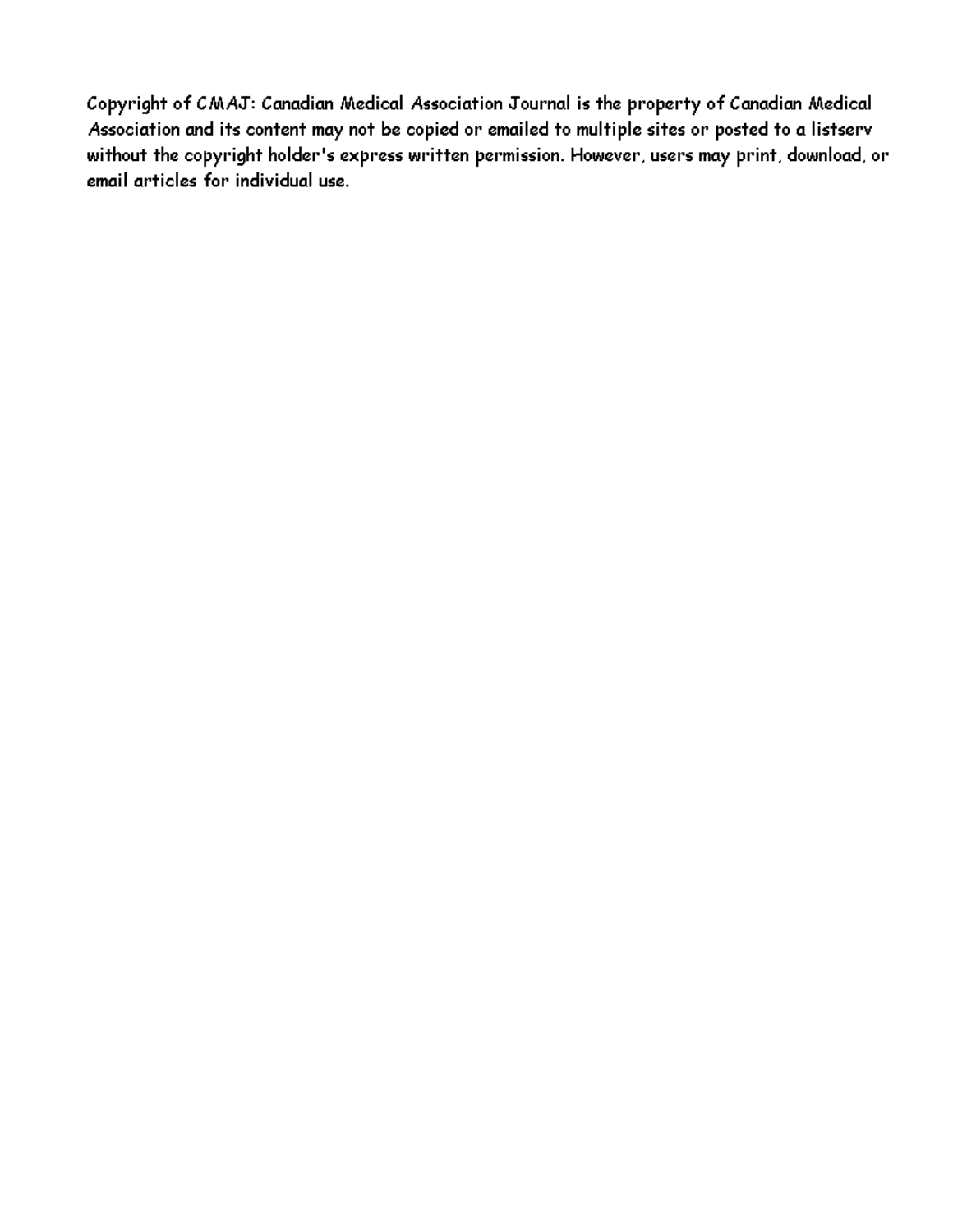Copyright of CMAJ: Canadian Medical Association Journal is the property of Canadian Medical Association and its content may not be copied or emailed to multiple sites or posted to a listserv without the copyright holder's express written permission. However, users may print, download, or email articles for individual use.